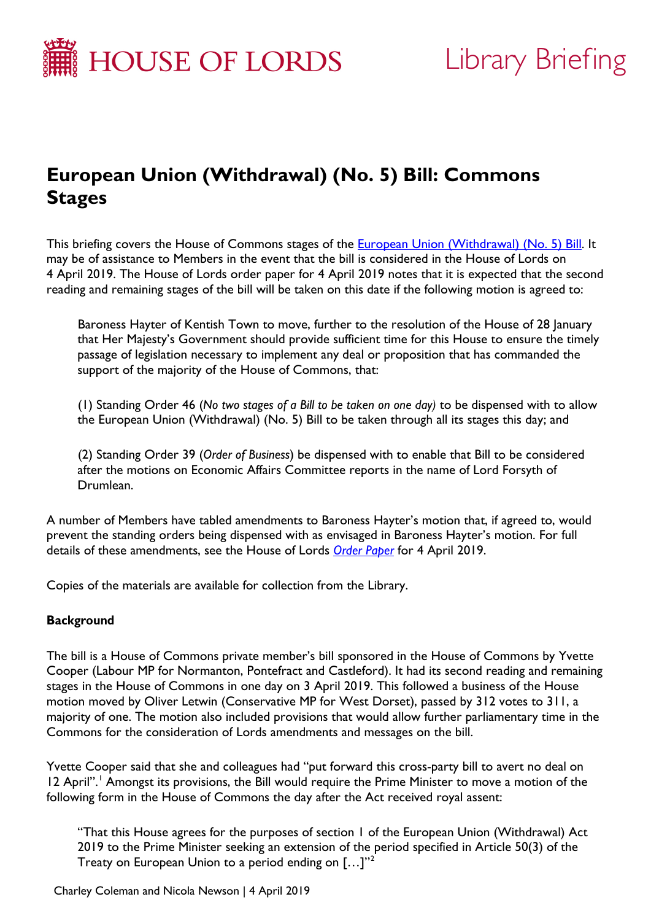HOUSE OF LORDS

Library Briefing

# European Union (Withdrawal) (No. 5) Bill: Commons Stages

This briefing covers the House of Commons stages of the European Union (Withdrawal) (No. 5) Bill. It may be of assistance to Members in the event that the bill is considered in the House of Lords on 4 April 2019. The House of Lords order paper for 4 April 2019 notes that it is expected that the second reading and remaining stages of the bill will be taken on this date if the following motion is agreed to:

> Baroness Hayter of Kentish Town to move, further to the resolution of the House of 28 January that Her Majesty's Government should provide sufficient time for this House to ensure the timely passage of legislation necessary to implement any deal or proposition that has commanded the support of the majority of the House of Commons, that:
>
> (1) Standing Order 46 (*No two stages of a Bill to be taken on one day*) to be dispensed with to allow the European Union (Withdrawal) (No. 5) Bill to be taken through all its stages this day; and
>
> (2) Standing Order 39 (*Order of Business*) be dispensed with to enable that Bill to be considered after the motions on Economic Affairs Committee reports in the name of Lord Forsyth of Drumlean.

A number of Members have tabled amendments to Baroness Hayter's motion that, if agreed to, would prevent the standing orders being dispensed with as envisaged in Baroness Hayter's motion. For full details of these amendments, see the House of Lords *Order Paper* for 4 April 2019.

Copies of the materials are available for collection from the Library.

**Background**

The bill is a House of Commons private member's bill sponsored in the House of Commons by Yvette Cooper (Labour MP for Normanton, Pontefract and Castleford). It had its second reading and remaining stages in the House of Commons in one day on 3 April 2019. This followed a business of the House motion moved by Oliver Letwin (Conservative MP for West Dorset), passed by 312 votes to 311, a majority of one. The motion also included provisions that would allow further parliamentary time in the Commons for the consideration of Lords amendments and messages on the bill.

Yvette Cooper said that she and colleagues had "put forward this cross-party bill to avert no deal on 12 April".[1] Amongst its provisions, the Bill would require the Prime Minister to move a motion of the following form in the House of Commons the day after the Act received royal assent:

> "That this House agrees for the purposes of section 1 of the European Union (Withdrawal) Act 2019 to the Prime Minister seeking an extension of the period specified in Article 50(3) of the Treaty on European Union to a period ending on […]"[2]

Charley Coleman and Nicola Newson | 4 April 2019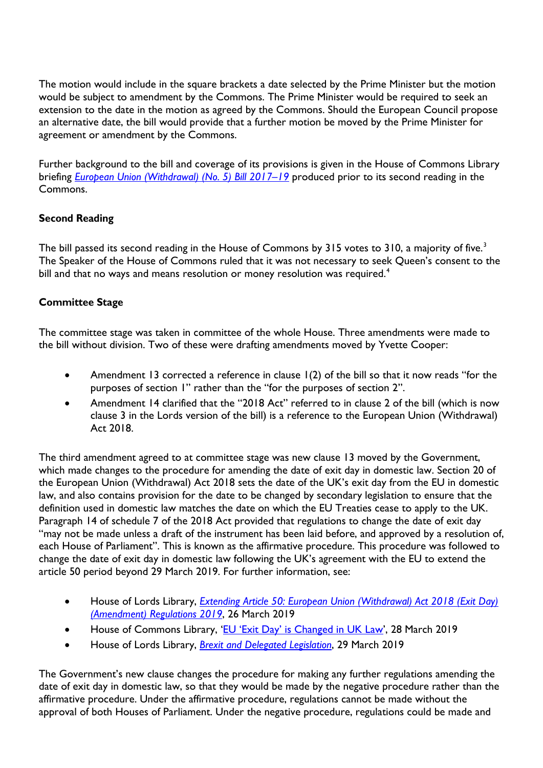The motion would include in the square brackets a date selected by the Prime Minister but the motion would be subject to amendment by the Commons. The Prime Minister would be required to seek an extension to the date in the motion as agreed by the Commons. Should the European Council propose an alternative date, the bill would provide that a further motion be moved by the Prime Minister for agreement or amendment by the Commons.

Further background to the bill and coverage of its provisions is given in the House of Commons Library briefing *European Union (Withdrawal) (No. 5) Bill 2017–19* produced prior to its second reading in the Commons.

**Second Reading**

The bill passed its second reading in the House of Commons by 315 votes to 310, a majority of five.[3] The Speaker of the House of Commons ruled that it was not necessary to seek Queen's consent to the bill and that no ways and means resolution or money resolution was required.[4]

**Committee Stage**

The committee stage was taken in committee of the whole House. Three amendments were made to the bill without division. Two of these were drafting amendments moved by Yvette Cooper:

- Amendment 13 corrected a reference in clause 1(2) of the bill so that it now reads "for the purposes of section 1" rather than the "for the purposes of section 2".
- Amendment 14 clarified that the "2018 Act" referred to in clause 2 of the bill (which is now clause 3 in the Lords version of the bill) is a reference to the European Union (Withdrawal) Act 2018.

The third amendment agreed to at committee stage was new clause 13 moved by the Government, which made changes to the procedure for amending the date of exit day in domestic law. Section 20 of the European Union (Withdrawal) Act 2018 sets the date of the UK's exit day from the EU in domestic law, and also contains provision for the date to be changed by secondary legislation to ensure that the definition used in domestic law matches the date on which the EU Treaties cease to apply to the UK. Paragraph 14 of schedule 7 of the 2018 Act provided that regulations to change the date of exit day "may not be made unless a draft of the instrument has been laid before, and approved by a resolution of, each House of Parliament". This is known as the affirmative procedure. This procedure was followed to change the date of exit day in domestic law following the UK's agreement with the EU to extend the article 50 period beyond 29 March 2019. For further information, see:

- House of Lords Library, *Extending Article 50: European Union (Withdrawal) Act 2018 (Exit Day) (Amendment) Regulations 2019*, 26 March 2019
- House of Commons Library, 'EU 'Exit Day' is Changed in UK Law', 28 March 2019
- House of Lords Library, *Brexit and Delegated Legislation*, 29 March 2019

The Government's new clause changes the procedure for making any further regulations amending the date of exit day in domestic law, so that they would be made by the negative procedure rather than the affirmative procedure. Under the affirmative procedure, regulations cannot be made without the approval of both Houses of Parliament. Under the negative procedure, regulations could be made and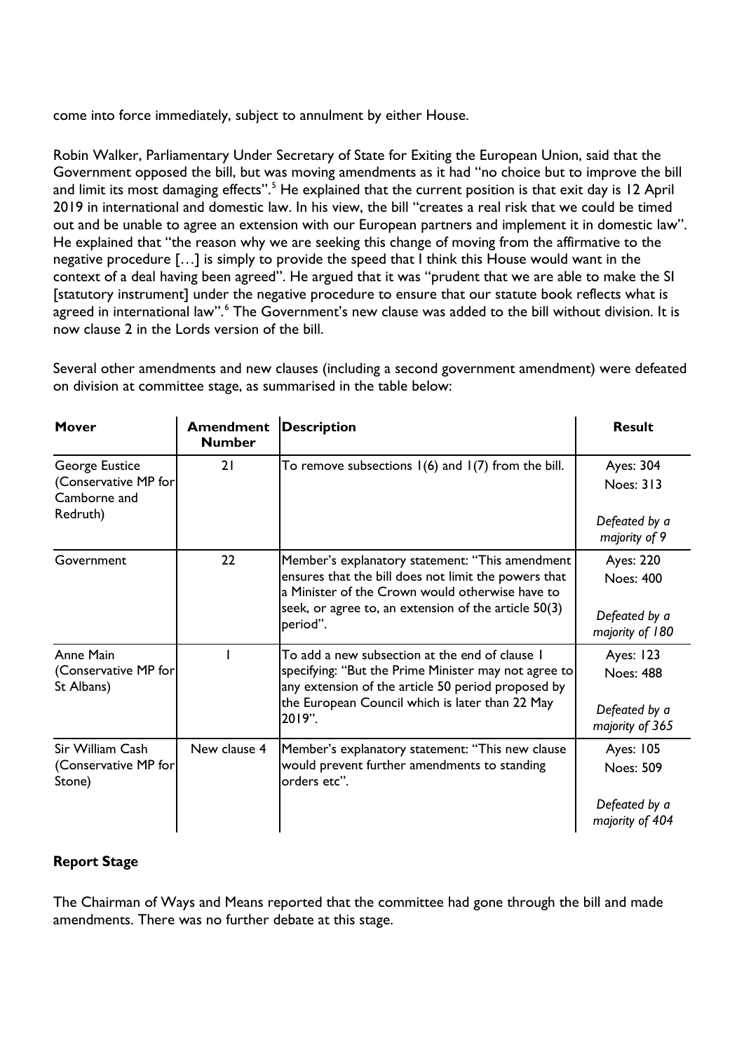come into force immediately, subject to annulment by either House.

Robin Walker, Parliamentary Under Secretary of State for Exiting the European Union, said that the Government opposed the bill, but was moving amendments as it had "no choice but to improve the bill and limit its most damaging effects".[5] He explained that the current position is that exit day is 12 April 2019 in international and domestic law. In his view, the bill "creates a real risk that we could be timed out and be unable to agree an extension with our European partners and implement it in domestic law". He explained that "the reason why we are seeking this change of moving from the affirmative to the negative procedure […] is simply to provide the speed that I think this House would want in the context of a deal having been agreed". He argued that it was "prudent that we are able to make the SI [statutory instrument] under the negative procedure to ensure that our statute book reflects what is agreed in international law".[6] The Government's new clause was added to the bill without division. It is now clause 2 in the Lords version of the bill.

Several other amendments and new clauses (including a second government amendment) were defeated on division at committee stage, as summarised in the table below:

| Mover | Amendment Number | Description | Result |
|---|---|---|---|
| George Eustice (Conservative MP for Camborne and Redruth) | 21 | To remove subsections 1(6) and 1(7) from the bill. | Ayes: 304<br>Noes: 313<br>*Defeated by a majority of 9* |
| Government | 22 | Member's explanatory statement: "This amendment ensures that the bill does not limit the powers that a Minister of the Crown would otherwise have to seek, or agree to, an extension of the article 50(3) period". | Ayes: 220<br>Noes: 400<br>*Defeated by a majority of 180* |
| Anne Main (Conservative MP for St Albans) | 1 | To add a new subsection at the end of clause 1 specifying: "But the Prime Minister may not agree to any extension of the article 50 period proposed by the European Council which is later than 22 May 2019". | Ayes: 123<br>Noes: 488<br>*Defeated by a majority of 365* |
| Sir William Cash (Conservative MP for Stone) | New clause 4 | Member's explanatory statement: "This new clause would prevent further amendments to standing orders etc". | Ayes: 105<br>Noes: 509<br>*Defeated by a majority of 404* |

**Report Stage**

The Chairman of Ways and Means reported that the committee had gone through the bill and made amendments. There was no further debate at this stage.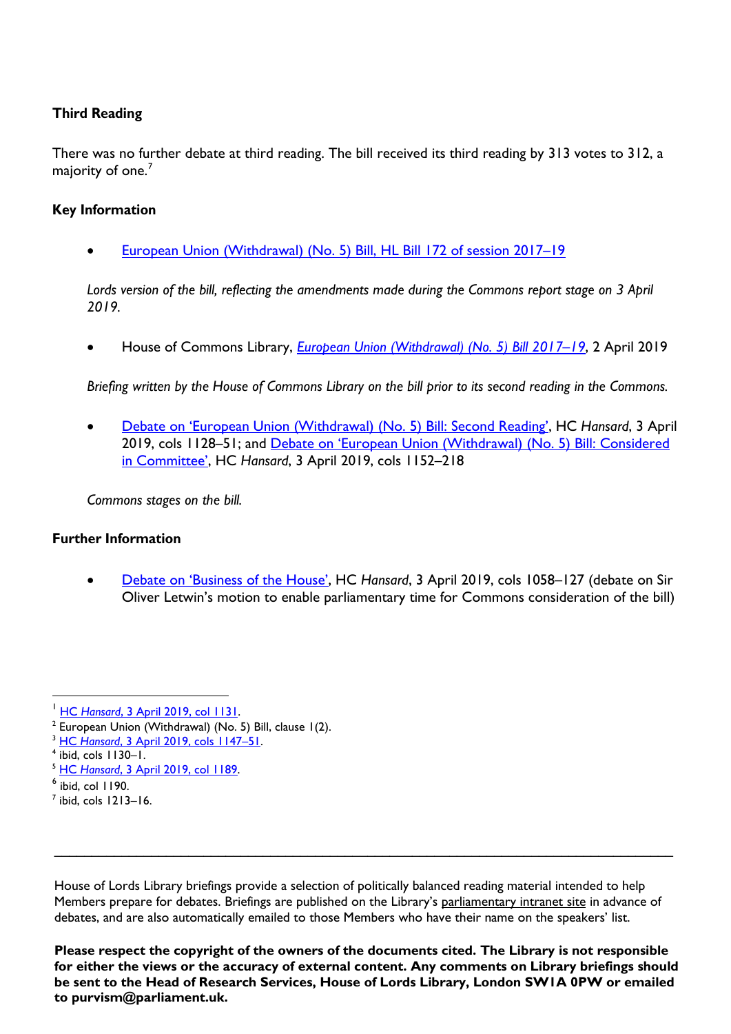### Third Reading

There was no further debate at third reading. The bill received its third reading by 313 votes to 312, a majority of one.[7]

### Key Information

- European Union (Withdrawal) (No. 5) Bill, HL Bill 172 of session 2017–19

*Lords version of the bill, reflecting the amendments made during the Commons report stage on 3 April 2019.*

- House of Commons Library, *European Union (Withdrawal) (No. 5) Bill 2017–19*, 2 April 2019

*Briefing written by the House of Commons Library on the bill prior to its second reading in the Commons.*

- Debate on 'European Union (Withdrawal) (No. 5) Bill: Second Reading', HC *Hansard*, 3 April 2019, cols 1128–51; and Debate on 'European Union (Withdrawal) (No. 5) Bill: Considered in Committee', HC *Hansard*, 3 April 2019, cols 1152–218

*Commons stages on the bill.*

### Further Information

- Debate on 'Business of the House', HC *Hansard*, 3 April 2019, cols 1058–127 (debate on Sir Oliver Letwin's motion to enable parliamentary time for Commons consideration of the bill)

---

[1] HC *Hansard*, 3 April 2019, col 1131.
[2] European Union (Withdrawal) (No. 5) Bill, clause 1(2).
[3] HC *Hansard*, 3 April 2019, cols 1147–51.
[4] ibid, cols 1130–1.
[5] HC *Hansard*, 3 April 2019, col 1189.
[6] ibid, col 1190.
[7] ibid, cols 1213–16.

---

House of Lords Library briefings provide a selection of politically balanced reading material intended to help Members prepare for debates. Briefings are published on the Library's parliamentary intranet site in advance of debates, and are also automatically emailed to those Members who have their name on the speakers' list.

**Please respect the copyright of the owners of the documents cited. The Library is not responsible for either the views or the accuracy of external content. Any comments on Library briefings should be sent to the Head of Research Services, House of Lords Library, London SW1A 0PW or emailed to purvism@parliament.uk.**